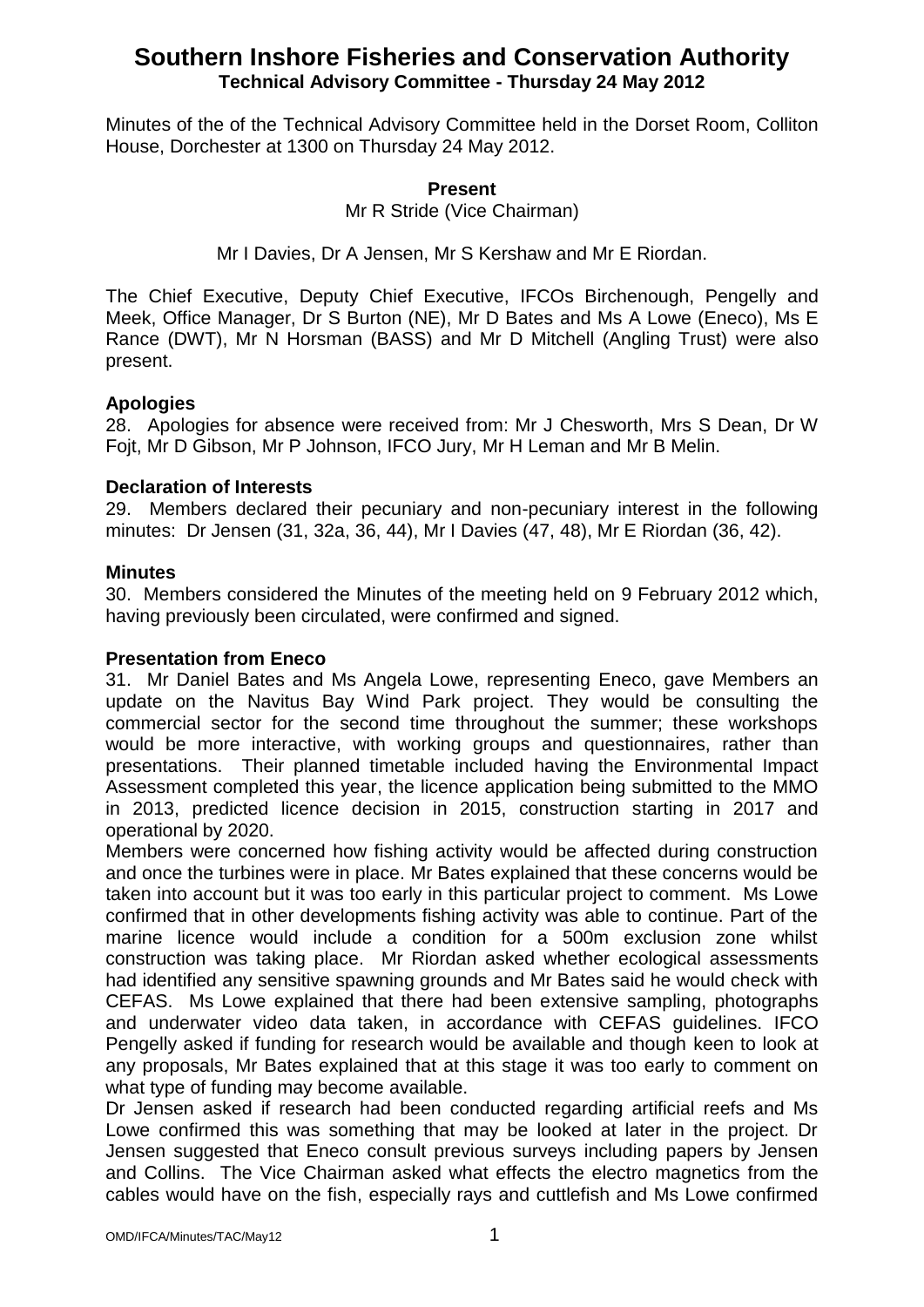# Southern Inshore Fisheries and Conservation Authority

**Technical Advisory Committee - Thursday 24 May 2012**

Minutes of the of the Technical Advisory Committee held in the Dorset Room, Colliton House, Dorchester at 1300 on Thursday 24 May 2012.

**Present**

Mr R Stride (Vice Chairman)

Mr I Davies, Dr A Jensen, Mr S Kershaw and Mr E Riordan.

The Chief Executive, Deputy Chief Executive, IFCOs Birchenough, Pengelly and Meek, Office Manager, Dr S Burton (NE), Mr D Bates and Ms A Lowe (Eneco), Ms E Rance (DWT), Mr N Horsman (BASS) and Mr D Mitchell (Angling Trust) were also present.

### Apologies

28. Apologies for absence were received from: Mr J Chesworth, Mrs S Dean, Dr W Fojt, Mr D Gibson, Mr P Johnson, IFCO Jury, Mr H Leman and Mr B Melin.

### Declaration of Interests

29. Members declared their pecuniary and non-pecuniary interest in the following minutes: Dr Jensen (31, 32a, 36, 44), Mr I Davies (47, 48), Mr E Riordan (36, 42).

### Minutes

30. Members considered the Minutes of the meeting held on 9 February 2012 which, having previously been circulated, were confirmed and signed.

### Presentation from Eneco

31. Mr Daniel Bates and Ms Angela Lowe, representing Eneco, gave Members an update on the Navitus Bay Wind Park project. They would be consulting the commercial sector for the second time throughout the summer; these workshops would be more interactive, with working groups and questionnaires, rather than presentations. Their planned timetable included having the Environmental Impact Assessment completed this year, the licence application being submitted to the MMO in 2013, predicted licence decision in 2015, construction starting in 2017 and operational by 2020.

Members were concerned how fishing activity would be affected during construction and once the turbines were in place. Mr Bates explained that these concerns would be taken into account but it was too early in this particular project to comment. Ms Lowe confirmed that in other developments fishing activity was able to continue. Part of the marine licence would include a condition for a 500m exclusion zone whilst construction was taking place. Mr Riordan asked whether ecological assessments had identified any sensitive spawning grounds and Mr Bates said he would check with CEFAS. Ms Lowe explained that there had been extensive sampling, photographs and underwater video data taken, in accordance with CEFAS guidelines. IFCO Pengelly asked if funding for research would be available and though keen to look at any proposals, Mr Bates explained that at this stage it was too early to comment on what type of funding may become available.

Dr Jensen asked if research had been conducted regarding artificial reefs and Ms Lowe confirmed this was something that may be looked at later in the project. Dr Jensen suggested that Eneco consult previous surveys including papers by Jensen and Collins. The Vice Chairman asked what effects the electro magnetics from the cables would have on the fish, especially rays and cuttlefish and Ms Lowe confirmed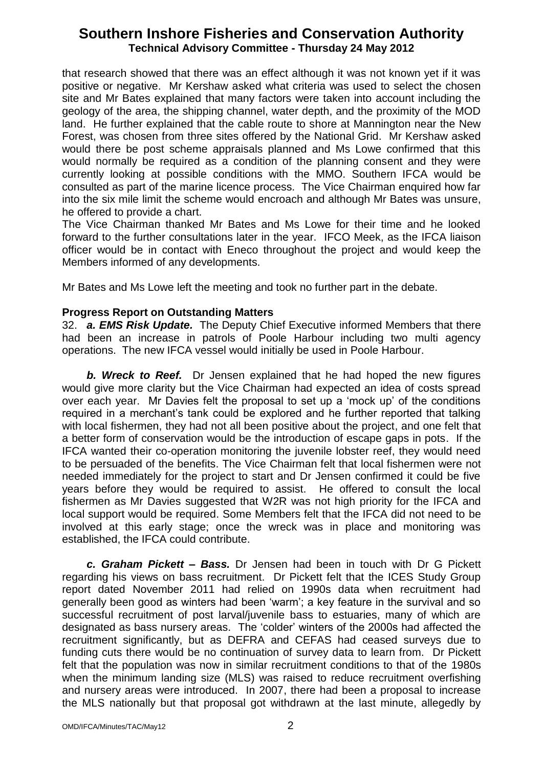that research showed that there was an effect although it was not known yet if it was positive or negative. Mr Kershaw asked what criteria was used to select the chosen site and Mr Bates explained that many factors were taken into account including the geology of the area, the shipping channel, water depth, and the proximity of the MOD land. He further explained that the cable route to shore at Mannington near the New Forest, was chosen from three sites offered by the National Grid. Mr Kershaw asked would there be post scheme appraisals planned and Ms Lowe confirmed that this would normally be required as a condition of the planning consent and they were currently looking at possible conditions with the MMO. Southern IFCA would be consulted as part of the marine licence process. The Vice Chairman enquired how far into the six mile limit the scheme would encroach and although Mr Bates was unsure, he offered to provide a chart.

The Vice Chairman thanked Mr Bates and Ms Lowe for their time and he looked forward to the further consultations later in the year. IFCO Meek, as the IFCA liaison officer would be in contact with Eneco throughout the project and would keep the Members informed of any developments.

Mr Bates and Ms Lowe left the meeting and took no further part in the debate.

**Progress Report on Outstanding Matters**

32. ***a. EMS Risk Update.*** The Deputy Chief Executive informed Members that there had been an increase in patrols of Poole Harbour including two multi agency operations. The new IFCA vessel would initially be used in Poole Harbour.

***b. Wreck to Reef.*** Dr Jensen explained that he had hoped the new figures would give more clarity but the Vice Chairman had expected an idea of costs spread over each year. Mr Davies felt the proposal to set up a 'mock up' of the conditions required in a merchant's tank could be explored and he further reported that talking with local fishermen, they had not all been positive about the project, and one felt that a better form of conservation would be the introduction of escape gaps in pots. If the IFCA wanted their co-operation monitoring the juvenile lobster reef, they would need to be persuaded of the benefits. The Vice Chairman felt that local fishermen were not needed immediately for the project to start and Dr Jensen confirmed it could be five years before they would be required to assist. He offered to consult the local fishermen as Mr Davies suggested that W2R was not high priority for the IFCA and local support would be required. Some Members felt that the IFCA did not need to be involved at this early stage; once the wreck was in place and monitoring was established, the IFCA could contribute.

***c. Graham Pickett – Bass.*** Dr Jensen had been in touch with Dr G Pickett regarding his views on bass recruitment. Dr Pickett felt that the ICES Study Group report dated November 2011 had relied on 1990s data when recruitment had generally been good as winters had been 'warm'; a key feature in the survival and so successful recruitment of post larval/juvenile bass to estuaries, many of which are designated as bass nursery areas. The 'colder' winters of the 2000s had affected the recruitment significantly, but as DEFRA and CEFAS had ceased surveys due to funding cuts there would be no continuation of survey data to learn from. Dr Pickett felt that the population was now in similar recruitment conditions to that of the 1980s when the minimum landing size (MLS) was raised to reduce recruitment overfishing and nursery areas were introduced. In 2007, there had been a proposal to increase the MLS nationally but that proposal got withdrawn at the last minute, allegedly by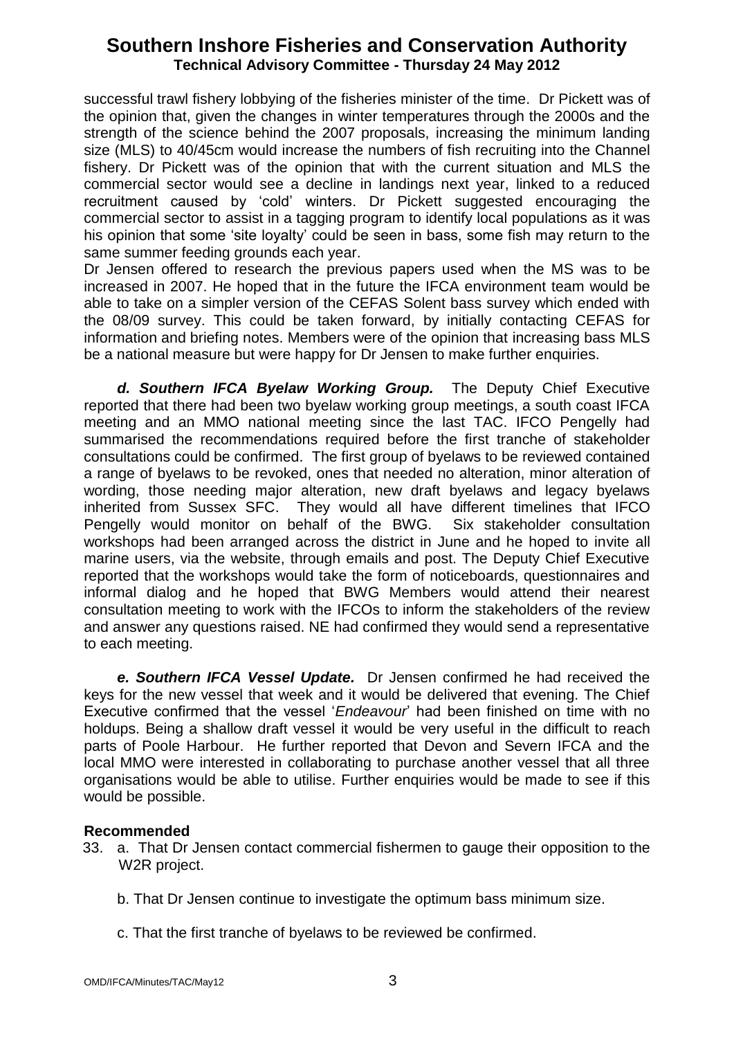successful trawl fishery lobbying of the fisheries minister of the time. Dr Pickett was of the opinion that, given the changes in winter temperatures through the 2000s and the strength of the science behind the 2007 proposals, increasing the minimum landing size (MLS) to 40/45cm would increase the numbers of fish recruiting into the Channel fishery. Dr Pickett was of the opinion that with the current situation and MLS the commercial sector would see a decline in landings next year, linked to a reduced recruitment caused by 'cold' winters. Dr Pickett suggested encouraging the commercial sector to assist in a tagging program to identify local populations as it was his opinion that some 'site loyalty' could be seen in bass, some fish may return to the same summer feeding grounds each year.

Dr Jensen offered to research the previous papers used when the MS was to be increased in 2007. He hoped that in the future the IFCA environment team would be able to take on a simpler version of the CEFAS Solent bass survey which ended with the 08/09 survey. This could be taken forward, by initially contacting CEFAS for information and briefing notes. Members were of the opinion that increasing bass MLS be a national measure but were happy for Dr Jensen to make further enquiries.

***d. Southern IFCA Byelaw Working Group.*** The Deputy Chief Executive reported that there had been two byelaw working group meetings, a south coast IFCA meeting and an MMO national meeting since the last TAC. IFCO Pengelly had summarised the recommendations required before the first tranche of stakeholder consultations could be confirmed. The first group of byelaws to be reviewed contained a range of byelaws to be revoked, ones that needed no alteration, minor alteration of wording, those needing major alteration, new draft byelaws and legacy byelaws inherited from Sussex SFC. They would all have different timelines that IFCO Pengelly would monitor on behalf of the BWG. Six stakeholder consultation workshops had been arranged across the district in June and he hoped to invite all marine users, via the website, through emails and post. The Deputy Chief Executive reported that the workshops would take the form of noticeboards, questionnaires and informal dialog and he hoped that BWG Members would attend their nearest consultation meeting to work with the IFCOs to inform the stakeholders of the review and answer any questions raised. NE had confirmed they would send a representative to each meeting.

***e. Southern IFCA Vessel Update.*** Dr Jensen confirmed he had received the keys for the new vessel that week and it would be delivered that evening. The Chief Executive confirmed that the vessel '*Endeavour*' had been finished on time with no holdups. Being a shallow draft vessel it would be very useful in the difficult to reach parts of Poole Harbour. He further reported that Devon and Severn IFCA and the local MMO were interested in collaborating to purchase another vessel that all three organisations would be able to utilise. Further enquiries would be made to see if this would be possible.

**Recommended**

33. a. That Dr Jensen contact commercial fishermen to gauge their opposition to the W2R project.

    b. That Dr Jensen continue to investigate the optimum bass minimum size.

    c. That the first tranche of byelaws to be reviewed be confirmed.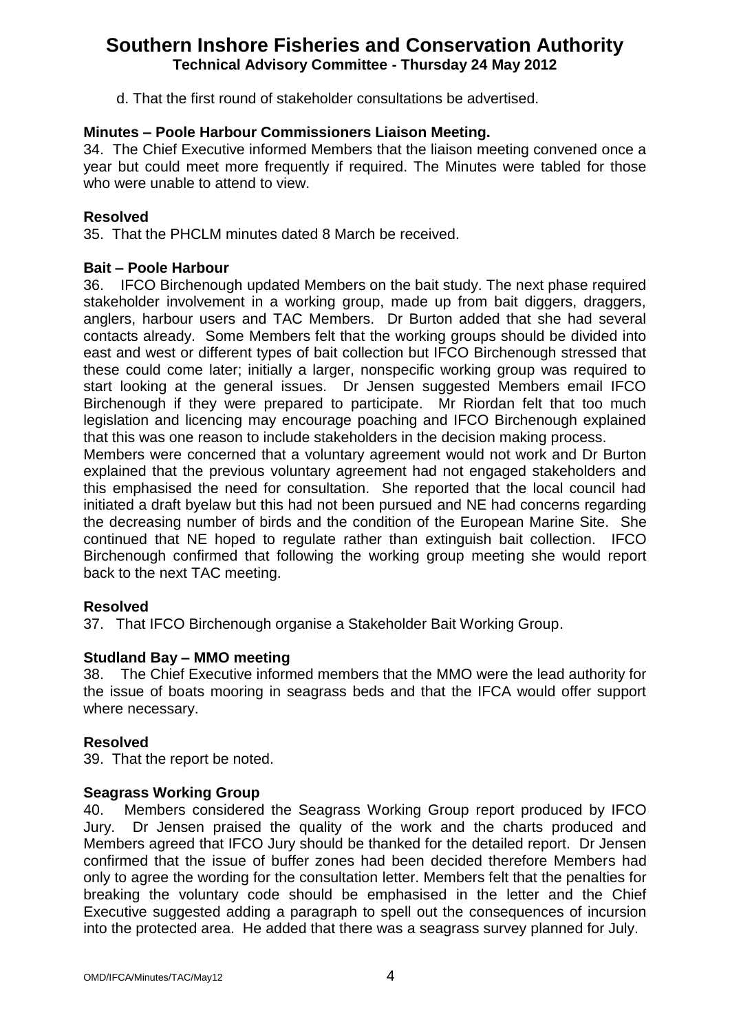d. That the first round of stakeholder consultations be advertised.

**Minutes – Poole Harbour Commissioners Liaison Meeting.**

34. The Chief Executive informed Members that the liaison meeting convened once a year but could meet more frequently if required. The Minutes were tabled for those who were unable to attend to view.

**Resolved**

35. That the PHCLM minutes dated 8 March be received.

**Bait – Poole Harbour**

36. IFCO Birchenough updated Members on the bait study. The next phase required stakeholder involvement in a working group, made up from bait diggers, draggers, anglers, harbour users and TAC Members. Dr Burton added that she had several contacts already. Some Members felt that the working groups should be divided into east and west or different types of bait collection but IFCO Birchenough stressed that these could come later; initially a larger, nonspecific working group was required to start looking at the general issues. Dr Jensen suggested Members email IFCO Birchenough if they were prepared to participate. Mr Riordan felt that too much legislation and licencing may encourage poaching and IFCO Birchenough explained that this was one reason to include stakeholders in the decision making process.

Members were concerned that a voluntary agreement would not work and Dr Burton explained that the previous voluntary agreement had not engaged stakeholders and this emphasised the need for consultation. She reported that the local council had initiated a draft byelaw but this had not been pursued and NE had concerns regarding the decreasing number of birds and the condition of the European Marine Site. She continued that NE hoped to regulate rather than extinguish bait collection. IFCO Birchenough confirmed that following the working group meeting she would report back to the next TAC meeting.

**Resolved**

37. That IFCO Birchenough organise a Stakeholder Bait Working Group.

**Studland Bay – MMO meeting**

38. The Chief Executive informed members that the MMO were the lead authority for the issue of boats mooring in seagrass beds and that the IFCA would offer support where necessary.

**Resolved**

39. That the report be noted.

**Seagrass Working Group**

40. Members considered the Seagrass Working Group report produced by IFCO Jury. Dr Jensen praised the quality of the work and the charts produced and Members agreed that IFCO Jury should be thanked for the detailed report. Dr Jensen confirmed that the issue of buffer zones had been decided therefore Members had only to agree the wording for the consultation letter. Members felt that the penalties for breaking the voluntary code should be emphasised in the letter and the Chief Executive suggested adding a paragraph to spell out the consequences of incursion into the protected area. He added that there was a seagrass survey planned for July.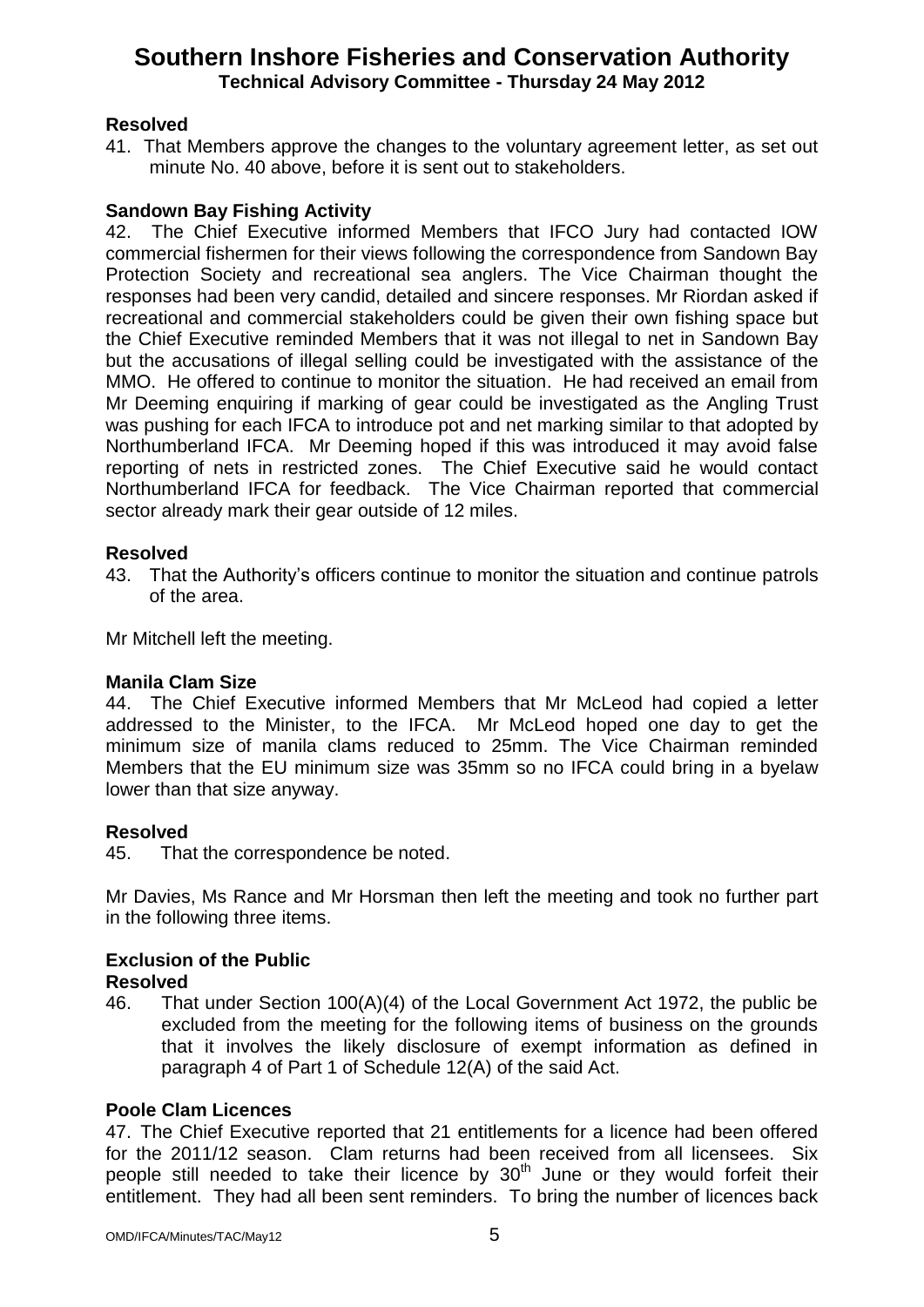**Resolved**

41. That Members approve the changes to the voluntary agreement letter, as set out minute No. 40 above, before it is sent out to stakeholders.

**Sandown Bay Fishing Activity**

42. The Chief Executive informed Members that IFCO Jury had contacted IOW commercial fishermen for their views following the correspondence from Sandown Bay Protection Society and recreational sea anglers. The Vice Chairman thought the responses had been very candid, detailed and sincere responses. Mr Riordan asked if recreational and commercial stakeholders could be given their own fishing space but the Chief Executive reminded Members that it was not illegal to net in Sandown Bay but the accusations of illegal selling could be investigated with the assistance of the MMO. He offered to continue to monitor the situation. He had received an email from Mr Deeming enquiring if marking of gear could be investigated as the Angling Trust was pushing for each IFCA to introduce pot and net marking similar to that adopted by Northumberland IFCA. Mr Deeming hoped if this was introduced it may avoid false reporting of nets in restricted zones. The Chief Executive said he would contact Northumberland IFCA for feedback. The Vice Chairman reported that commercial sector already mark their gear outside of 12 miles.

**Resolved**

43. That the Authority's officers continue to monitor the situation and continue patrols of the area.

Mr Mitchell left the meeting.

**Manila Clam Size**

44. The Chief Executive informed Members that Mr McLeod had copied a letter addressed to the Minister, to the IFCA. Mr McLeod hoped one day to get the minimum size of manila clams reduced to 25mm. The Vice Chairman reminded Members that the EU minimum size was 35mm so no IFCA could bring in a byelaw lower than that size anyway.

**Resolved**

45. That the correspondence be noted.

Mr Davies, Ms Rance and Mr Horsman then left the meeting and took no further part in the following three items.

**Exclusion of the Public**

**Resolved**

46. That under Section 100(A)(4) of the Local Government Act 1972, the public be excluded from the meeting for the following items of business on the grounds that it involves the likely disclosure of exempt information as defined in paragraph 4 of Part 1 of Schedule 12(A) of the said Act.

**Poole Clam Licences**

47. The Chief Executive reported that 21 entitlements for a licence had been offered for the 2011/12 season. Clam returns had been received from all licensees. Six people still needed to take their licence by 30th June or they would forfeit their entitlement. They had all been sent reminders. To bring the number of licences back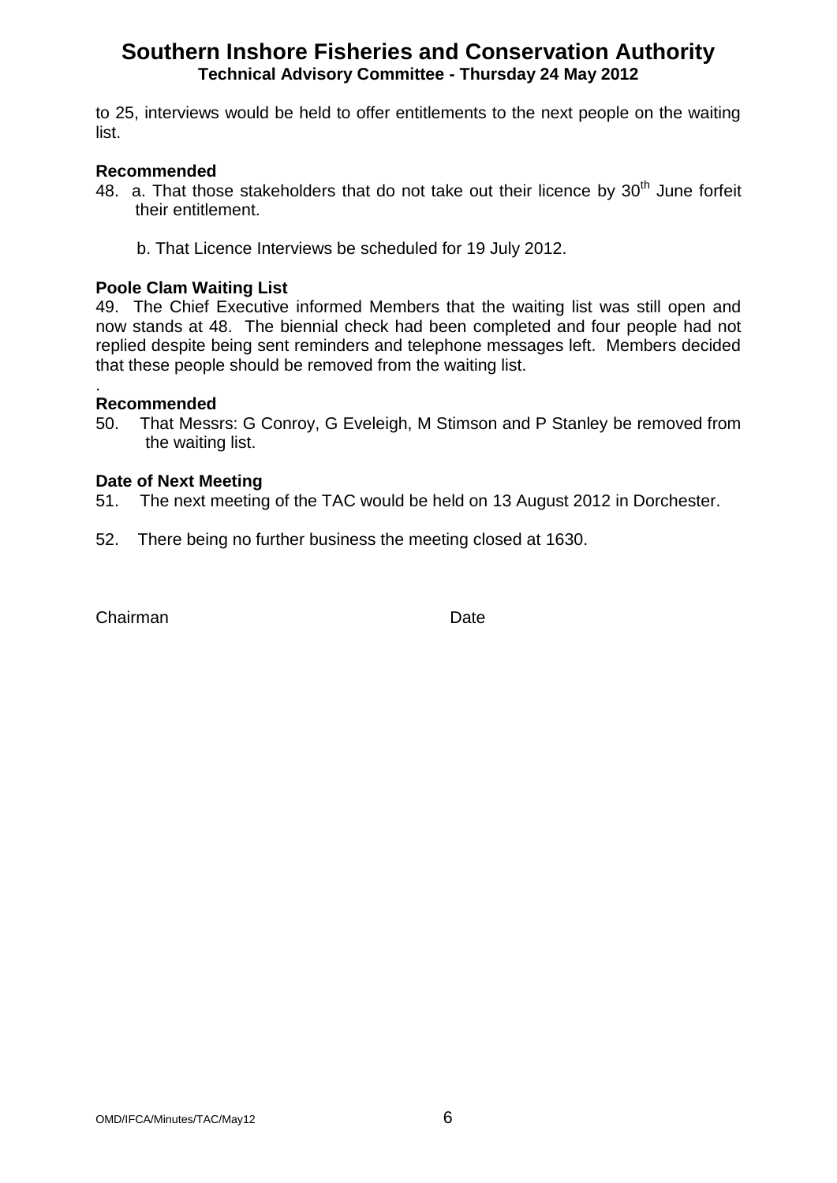to 25, interviews would be held to offer entitlements to the next people on the waiting list.

**Recommended**

48. a. That those stakeholders that do not take out their licence by 30th June forfeit their entitlement.

    b. That Licence Interviews be scheduled for 19 July 2012.

**Poole Clam Waiting List**

49. The Chief Executive informed Members that the waiting list was still open and now stands at 48. The biennial check had been completed and four people had not replied despite being sent reminders and telephone messages left. Members decided that these people should be removed from the waiting list.

.

**Recommended**

50. That Messrs: G Conroy, G Eveleigh, M Stimson and P Stanley be removed from the waiting list.

**Date of Next Meeting**

51. The next meeting of the TAC would be held on 13 August 2012 in Dorchester.

52. There being no further business the meeting closed at 1630.

Chairman Date

OMD/IFCA/Minutes/TAC/May12